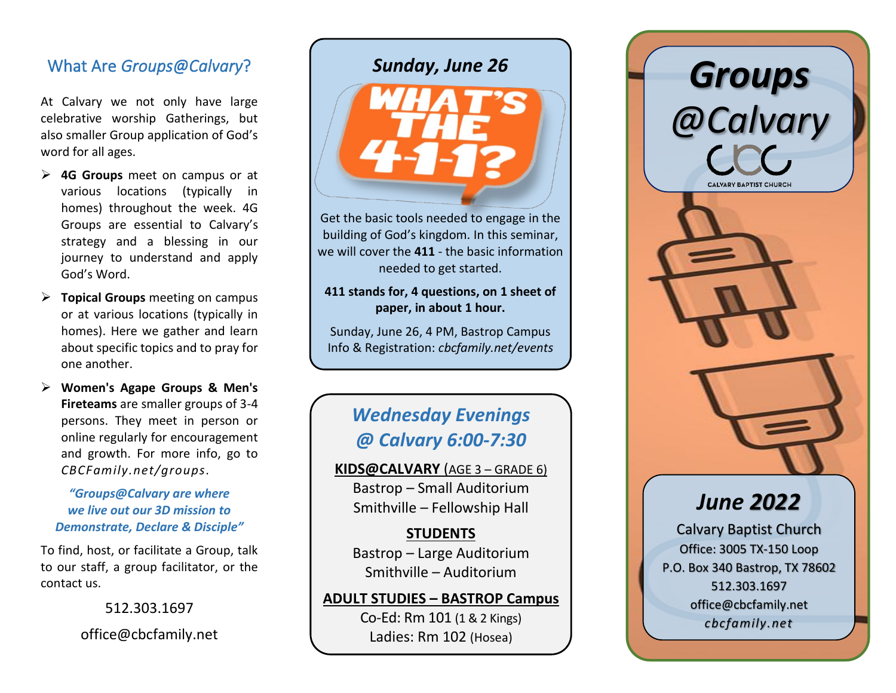## What Are *Groups@Calvary*?

At Calvary we not only have large celebrative worship Gatherings, but also smaller Group application of God's word for all ages.

- **4G Groups** meet on campus or at various locations (typically in homes) throughout the week. 4G Groups are essential to Calvary's strategy and a blessing in our journey to understand and apply God's Word.
- **Topical Groups** meeting on campus or at various locations (typically in homes). Here we gather and learn about specific topics and to pray for one another.
- **Women's Agape Groups & Men's Fireteams** are smaller groups of 3-4 persons. They meet in person or online regularly for encouragement and growth. For more info, go to *CBCFamily.net/groups*.

***"Groups@Calvary are where we live out our 3D mission to Demonstrate, Declare & Disciple"***

To find, host, or facilitate a Group, talk to our staff, a group facilitator, or the contact us.

512.303.1697

office@cbcfamily.net

## *Sunday, June 26*

WHAT'S THE 4-1-1?

Get the basic tools needed to engage in the building of God's kingdom. In this seminar, we will cover the **411** - the basic information needed to get started.

**411 stands for, 4 questions, on 1 sheet of paper, in about 1 hour.**

Sunday, June 26, 4 PM, Bastrop Campus
Info & Registration: *cbcfamily.net/events*

## *Wednesday Evenings @ Calvary 6:00-7:30*

**KIDS@CALVARY** (AGE 3 – GRADE 6)
Bastrop – Small Auditorium
Smithville – Fellowship Hall

**STUDENTS**
Bastrop – Large Auditorium
Smithville – Auditorium

**ADULT STUDIES – BASTROP Campus**
Co-Ed: Rm 101 (1 & 2 Kings)
Ladies: Rm 102 (Hosea)

# *Groups @Calvary*

CBC
CALVARY BAPTIST CHURCH

## *June 2022*

Calvary Baptist Church
Office: 3005 TX-150 Loop
P.O. Box 340 Bastrop, TX 78602
512.303.1697
office@cbcfamily.net
*cbcfamily.net*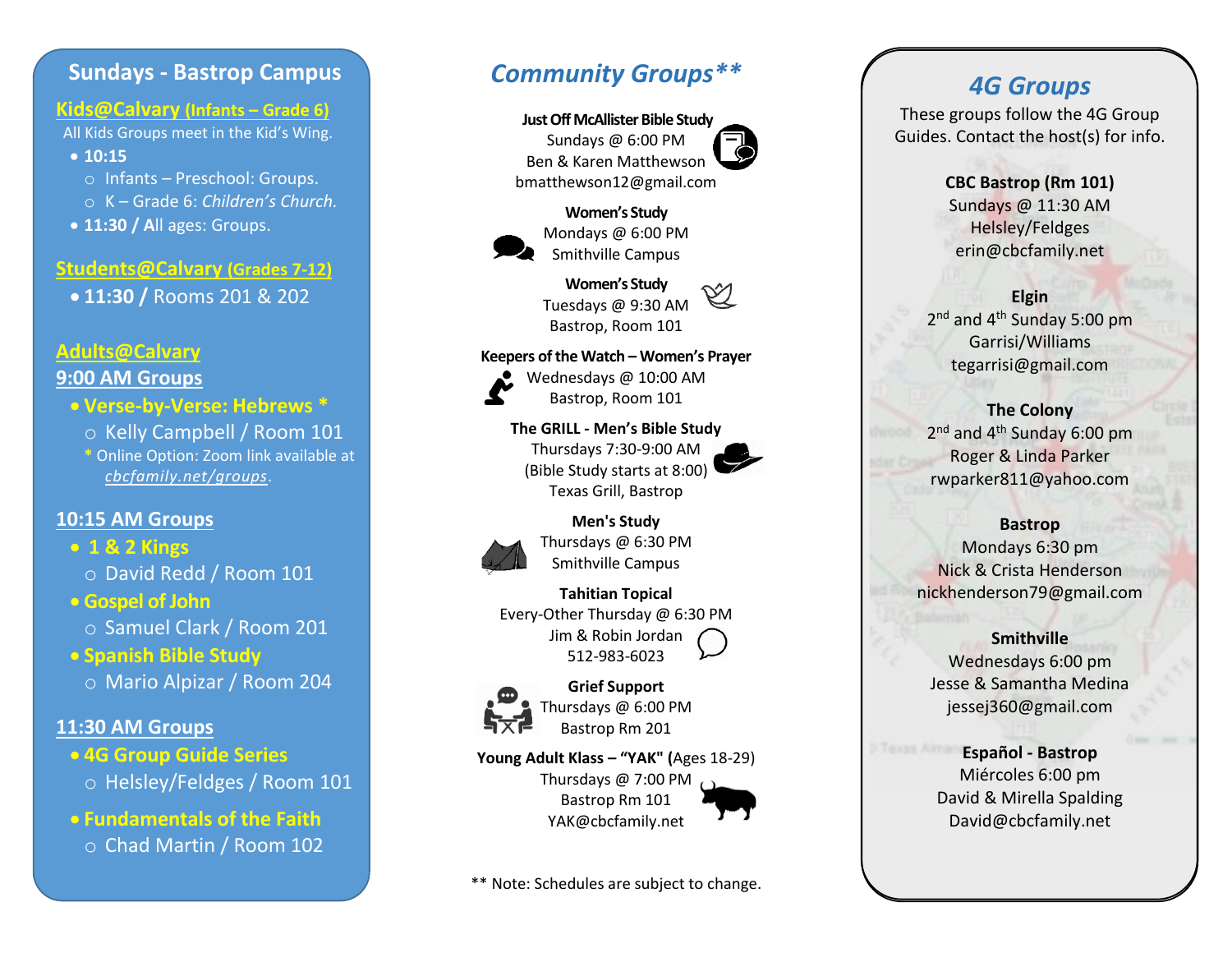## Sundays - Bastrop Campus

### Kids@Calvary (Infants – Grade 6)

All Kids Groups meet in the Kid's Wing.

- **10:15**
  - Infants – Preschool: Groups.
  - K – Grade 6: *Children's Church.*
- **11:30 / A**ll ages: Groups.

### Students@Calvary (Grades 7-12)

- **11:30 /** Rooms 201 & 202

### Adults@Calvary

### 9:00 AM Groups

- **Verse-by-Verse: Hebrews ***
  - Kelly Campbell / Room 101

  \* Online Option: Zoom link available at *cbcfamily.net/groups*.

### 10:15 AM Groups

- **1 & 2 Kings**
  - David Redd / Room 101
- **Gospel of John**
  - Samuel Clark / Room 201
- **Spanish Bible Study**
  - Mario Alpizar / Room 204

### 11:30 AM Groups

- **4G Group Guide Series**
  - Helsley/Feldges / Room 101
- **Fundamentals of the Faith**
  - Chad Martin / Room 102

## *Community Groups***

**Just Off McAllister Bible Study**
Sundays @ 6:00 PM
Ben & Karen Matthewson
bmatthewson12@gmail.com

**Women's Study**
Mondays @ 6:00 PM
Smithville Campus

**Women's Study**
Tuesdays @ 9:30 AM
Bastrop, Room 101

**Keepers of the Watch – Women's Prayer**
Wednesdays @ 10:00 AM
Bastrop, Room 101

**The GRILL - Men's Bible Study**
Thursdays 7:30-9:00 AM
(Bible Study starts at 8:00)
Texas Grill, Bastrop

**Men's Study**
Thursdays @ 6:30 PM
Smithville Campus

**Tahitian Topical**
Every-Other Thursday @ 6:30 PM
Jim & Robin Jordan
512-983-6023

**Grief Support**
Thursdays @ 6:00 PM
Bastrop Rm 201

**Young Adult Klass – "YAK" (**Ages 18-29)
Thursdays @ 7:00 PM
Bastrop Rm 101
YAK@cbcfamily.net

** Note: Schedules are subject to change.

## *4G Groups*

These groups follow the 4G Group Guides. Contact the host(s) for info.

**CBC Bastrop (Rm 101)**
Sundays @ 11:30 AM
Helsley/Feldges
erin@cbcfamily.net

**Elgin**
2nd and 4th Sunday 5:00 pm
Garrisi/Williams
tegarrisi@gmail.com

**The Colony**
2nd and 4th Sunday 6:00 pm
Roger & Linda Parker
rwparker811@yahoo.com

**Bastrop**
Mondays 6:30 pm
Nick & Crista Henderson
nickhenderson79@gmail.com

**Smithville**
Wednesdays 6:00 pm
Jesse & Samantha Medina
jessej360@gmail.com

**Español - Bastrop**
Miércoles 6:00 pm
David & Mirella Spalding
David@cbcfamily.net